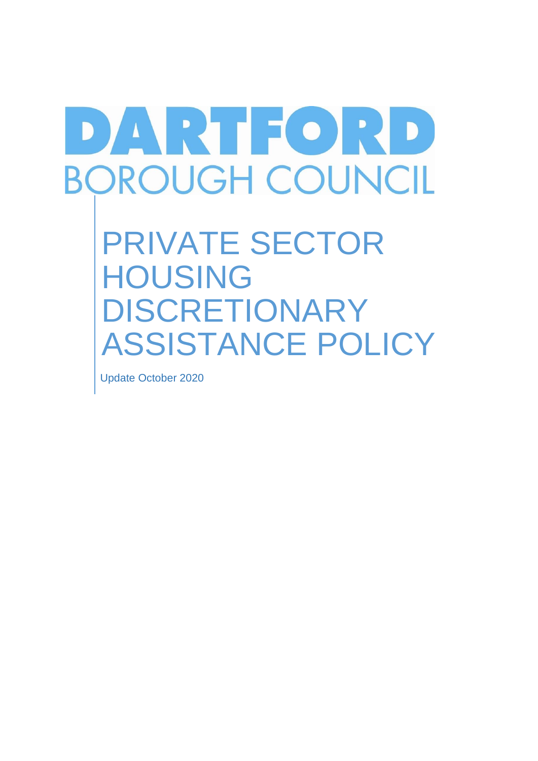DARTFORD
BOROUGH COUNCIL

# PRIVATE SECTOR HOUSING DISCRETIONARY ASSISTANCE POLICY

Update October 2020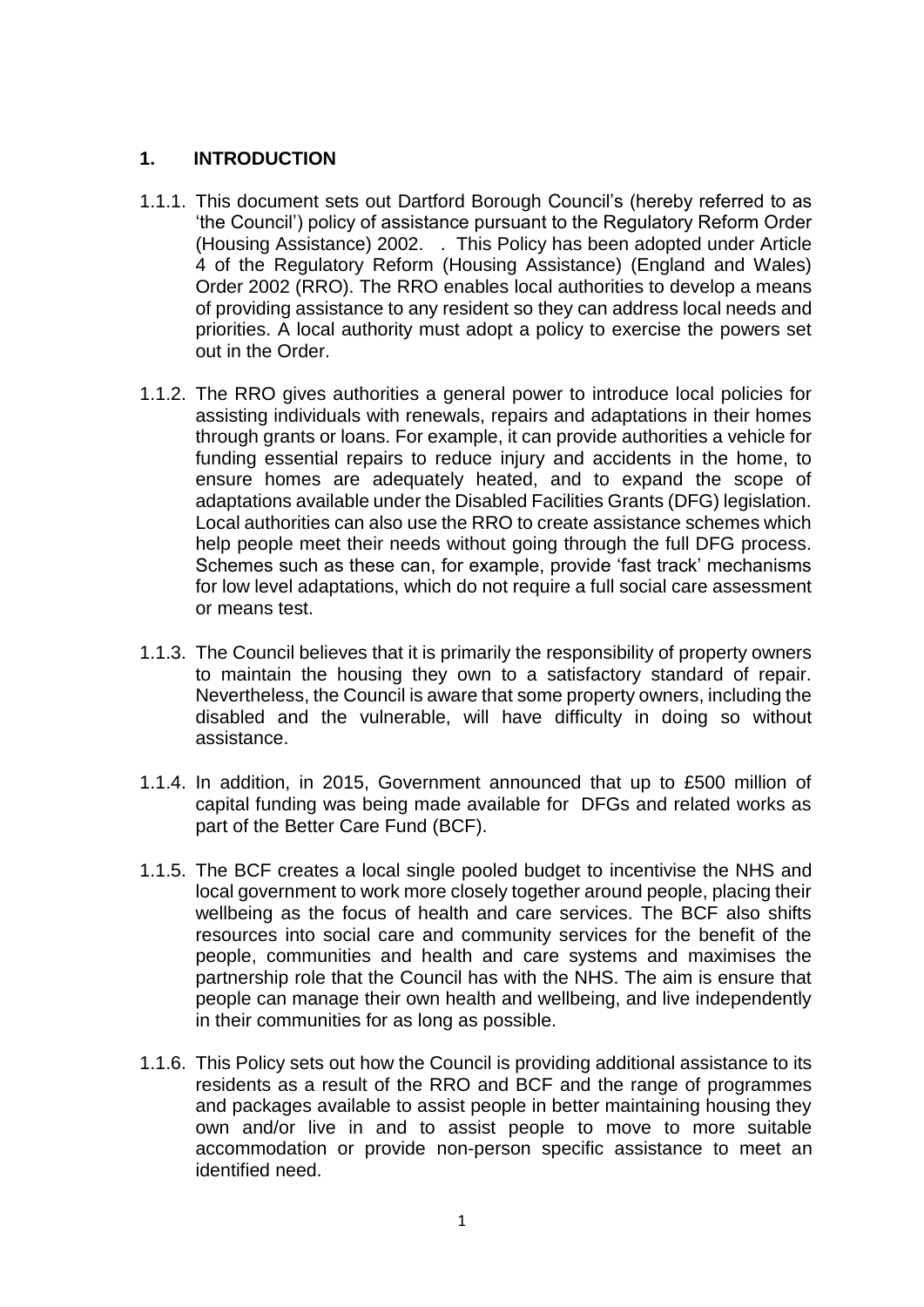## 1. INTRODUCTION

1.1.1. This document sets out Dartford Borough Council's (hereby referred to as 'the Council') policy of assistance pursuant to the Regulatory Reform Order (Housing Assistance) 2002. . This Policy has been adopted under Article 4 of the Regulatory Reform (Housing Assistance) (England and Wales) Order 2002 (RRO). The RRO enables local authorities to develop a means of providing assistance to any resident so they can address local needs and priorities. A local authority must adopt a policy to exercise the powers set out in the Order.

1.1.2. The RRO gives authorities a general power to introduce local policies for assisting individuals with renewals, repairs and adaptations in their homes through grants or loans. For example, it can provide authorities a vehicle for funding essential repairs to reduce injury and accidents in the home, to ensure homes are adequately heated, and to expand the scope of adaptations available under the Disabled Facilities Grants (DFG) legislation. Local authorities can also use the RRO to create assistance schemes which help people meet their needs without going through the full DFG process. Schemes such as these can, for example, provide 'fast track' mechanisms for low level adaptations, which do not require a full social care assessment or means test.

1.1.3. The Council believes that it is primarily the responsibility of property owners to maintain the housing they own to a satisfactory standard of repair. Nevertheless, the Council is aware that some property owners, including the disabled and the vulnerable, will have difficulty in doing so without assistance.

1.1.4. In addition, in 2015, Government announced that up to £500 million of capital funding was being made available for DFGs and related works as part of the Better Care Fund (BCF).

1.1.5. The BCF creates a local single pooled budget to incentivise the NHS and local government to work more closely together around people, placing their wellbeing as the focus of health and care services. The BCF also shifts resources into social care and community services for the benefit of the people, communities and health and care systems and maximises the partnership role that the Council has with the NHS. The aim is ensure that people can manage their own health and wellbeing, and live independently in their communities for as long as possible.

1.1.6. This Policy sets out how the Council is providing additional assistance to its residents as a result of the RRO and BCF and the range of programmes and packages available to assist people in better maintaining housing they own and/or live in and to assist people to move to more suitable accommodation or provide non-person specific assistance to meet an identified need.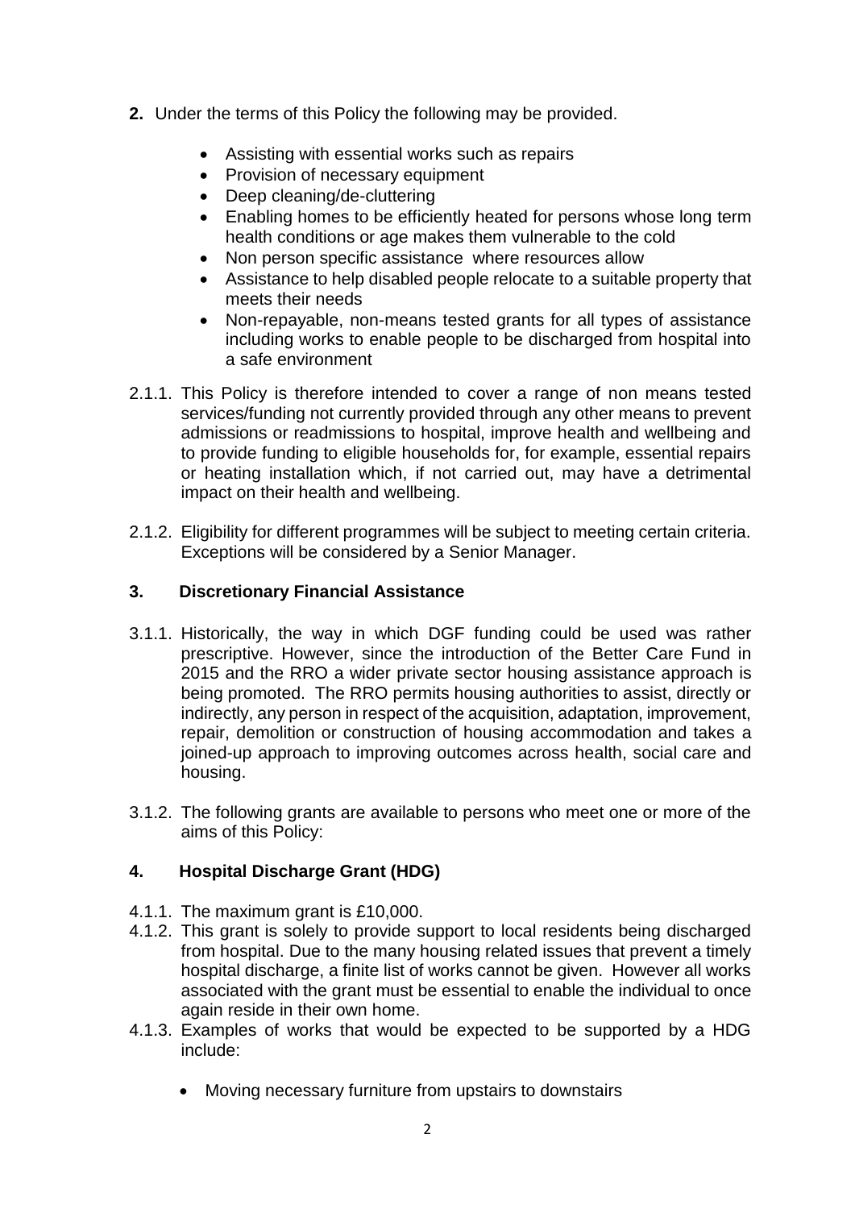**2.** Under the terms of this Policy the following may be provided.

- Assisting with essential works such as repairs
- Provision of necessary equipment
- Deep cleaning/de-cluttering
- Enabling homes to be efficiently heated for persons whose long term health conditions or age makes them vulnerable to the cold
- Non person specific assistance where resources allow
- Assistance to help disabled people relocate to a suitable property that meets their needs
- Non-repayable, non-means tested grants for all types of assistance including works to enable people to be discharged from hospital into a safe environment

2.1.1. This Policy is therefore intended to cover a range of non means tested services/funding not currently provided through any other means to prevent admissions or readmissions to hospital, improve health and wellbeing and to provide funding to eligible households for, for example, essential repairs or heating installation which, if not carried out, may have a detrimental impact on their health and wellbeing.

2.1.2. Eligibility for different programmes will be subject to meeting certain criteria. Exceptions will be considered by a Senior Manager.

## 3. Discretionary Financial Assistance

3.1.1. Historically, the way in which DGF funding could be used was rather prescriptive. However, since the introduction of the Better Care Fund in 2015 and the RRO a wider private sector housing assistance approach is being promoted. The RRO permits housing authorities to assist, directly or indirectly, any person in respect of the acquisition, adaptation, improvement, repair, demolition or construction of housing accommodation and takes a joined-up approach to improving outcomes across health, social care and housing.

3.1.2. The following grants are available to persons who meet one or more of the aims of this Policy:

## 4. Hospital Discharge Grant (HDG)

4.1.1. The maximum grant is £10,000.

4.1.2. This grant is solely to provide support to local residents being discharged from hospital. Due to the many housing related issues that prevent a timely hospital discharge, a finite list of works cannot be given. However all works associated with the grant must be essential to enable the individual to once again reside in their own home.

4.1.3. Examples of works that would be expected to be supported by a HDG include:

- Moving necessary furniture from upstairs to downstairs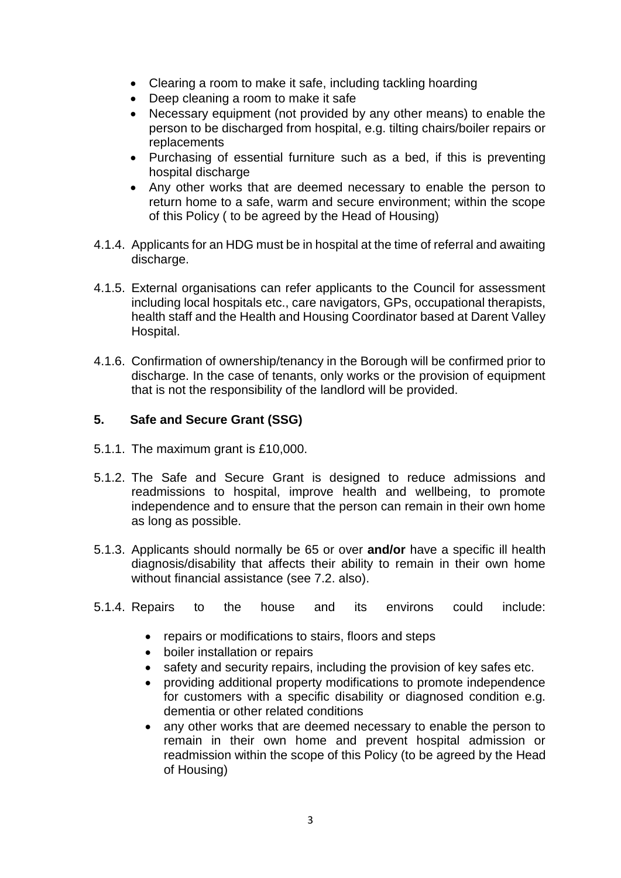- Clearing a room to make it safe, including tackling hoarding
- Deep cleaning a room to make it safe
- Necessary equipment (not provided by any other means) to enable the person to be discharged from hospital, e.g. tilting chairs/boiler repairs or replacements
- Purchasing of essential furniture such as a bed, if this is preventing hospital discharge
- Any other works that are deemed necessary to enable the person to return home to a safe, warm and secure environment; within the scope of this Policy ( to be agreed by the Head of Housing)

4.1.4. Applicants for an HDG must be in hospital at the time of referral and awaiting discharge.

4.1.5. External organisations can refer applicants to the Council for assessment including local hospitals etc., care navigators, GPs, occupational therapists, health staff and the Health and Housing Coordinator based at Darent Valley Hospital.

4.1.6. Confirmation of ownership/tenancy in the Borough will be confirmed prior to discharge. In the case of tenants, only works or the provision of equipment that is not the responsibility of the landlord will be provided.

## 5. Safe and Secure Grant (SSG)

5.1.1. The maximum grant is £10,000.

5.1.2. The Safe and Secure Grant is designed to reduce admissions and readmissions to hospital, improve health and wellbeing, to promote independence and to ensure that the person can remain in their own home as long as possible.

5.1.3. Applicants should normally be 65 or over **and/or** have a specific ill health diagnosis/disability that affects their ability to remain in their own home without financial assistance (see 7.2. also).

5.1.4. Repairs to the house and its environs could include:

- repairs or modifications to stairs, floors and steps
- boiler installation or repairs
- safety and security repairs, including the provision of key safes etc.
- providing additional property modifications to promote independence for customers with a specific disability or diagnosed condition e.g. dementia or other related conditions
- any other works that are deemed necessary to enable the person to remain in their own home and prevent hospital admission or readmission within the scope of this Policy (to be agreed by the Head of Housing)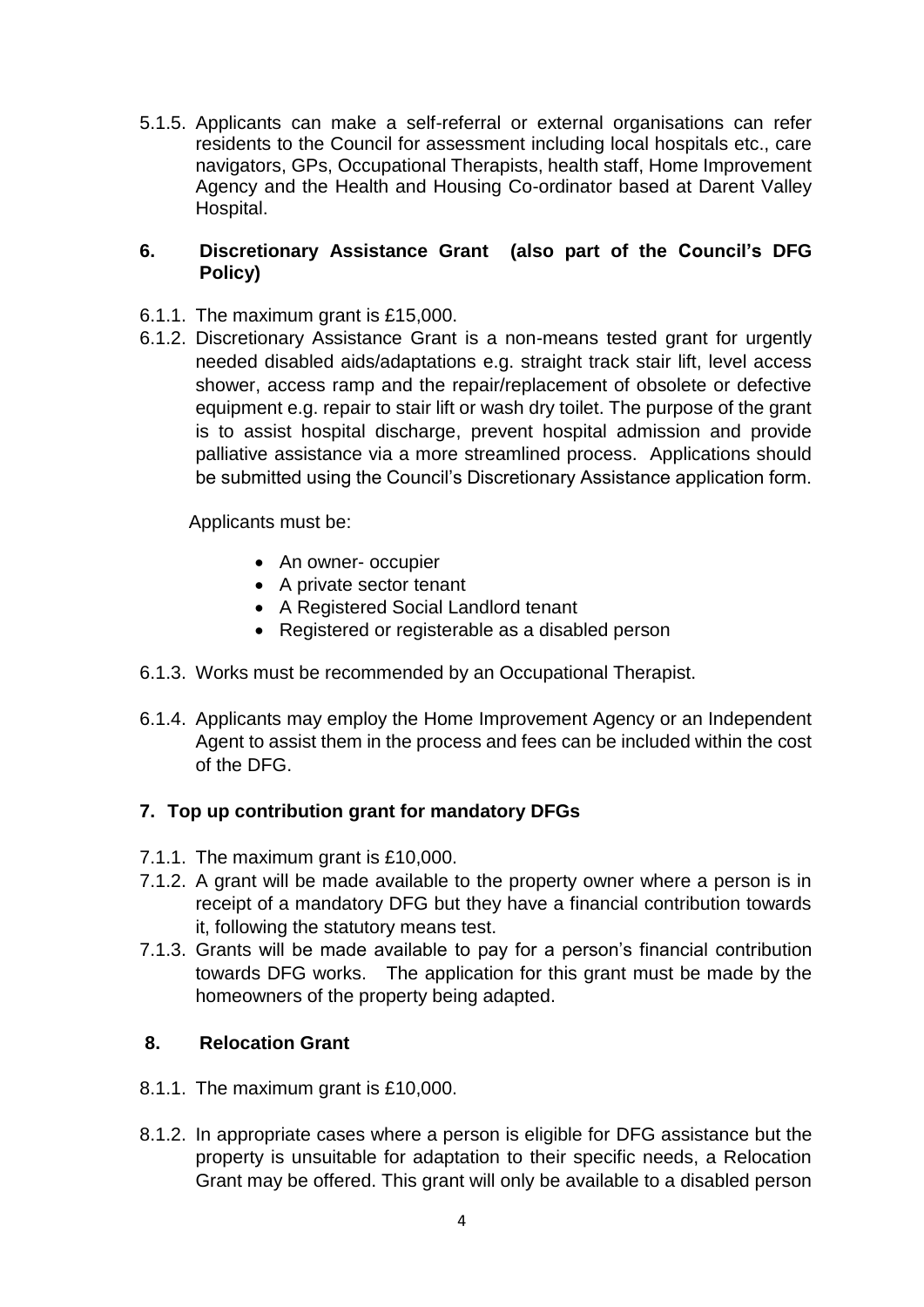5.1.5. Applicants can make a self-referral or external organisations can refer residents to the Council for assessment including local hospitals etc., care navigators, GPs, Occupational Therapists, health staff, Home Improvement Agency and the Health and Housing Co-ordinator based at Darent Valley Hospital.

## 6. Discretionary Assistance Grant (also part of the Council's DFG Policy)

6.1.1. The maximum grant is £15,000.

6.1.2. Discretionary Assistance Grant is a non-means tested grant for urgently needed disabled aids/adaptations e.g. straight track stair lift, level access shower, access ramp and the repair/replacement of obsolete or defective equipment e.g. repair to stair lift or wash dry toilet. The purpose of the grant is to assist hospital discharge, prevent hospital admission and provide palliative assistance via a more streamlined process. Applications should be submitted using the Council's Discretionary Assistance application form.

Applicants must be:

- An owner- occupier
- A private sector tenant
- A Registered Social Landlord tenant
- Registered or registerable as a disabled person

6.1.3. Works must be recommended by an Occupational Therapist.

6.1.4. Applicants may employ the Home Improvement Agency or an Independent Agent to assist them in the process and fees can be included within the cost of the DFG.

## 7. Top up contribution grant for mandatory DFGs

7.1.1. The maximum grant is £10,000.

7.1.2. A grant will be made available to the property owner where a person is in receipt of a mandatory DFG but they have a financial contribution towards it, following the statutory means test.

7.1.3. Grants will be made available to pay for a person's financial contribution towards DFG works. The application for this grant must be made by the homeowners of the property being adapted.

## 8. Relocation Grant

8.1.1. The maximum grant is £10,000.

8.1.2. In appropriate cases where a person is eligible for DFG assistance but the property is unsuitable for adaptation to their specific needs, a Relocation Grant may be offered. This grant will only be available to a disabled person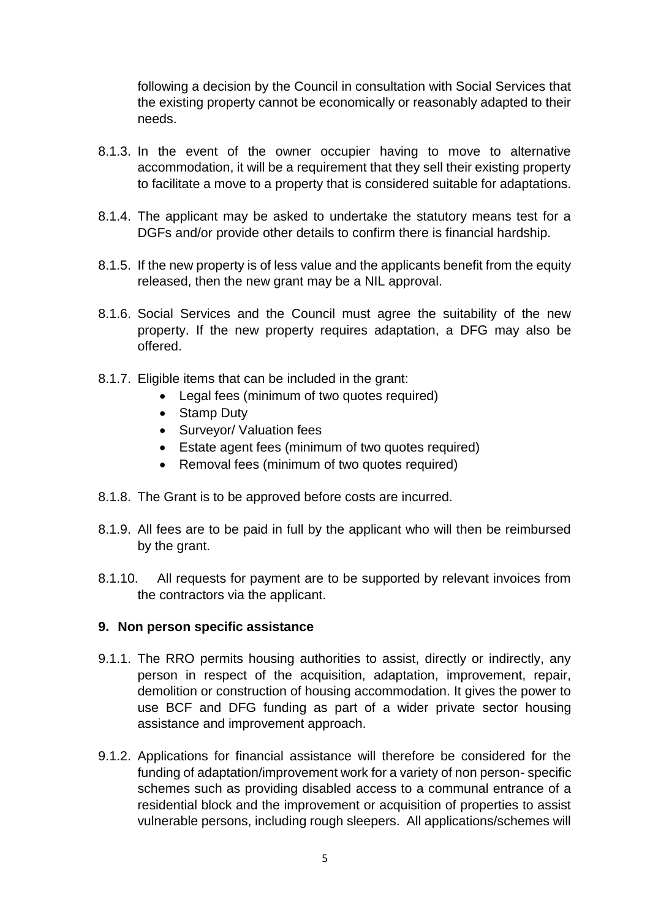following a decision by the Council in consultation with Social Services that the existing property cannot be economically or reasonably adapted to their needs.

8.1.3. In the event of the owner occupier having to move to alternative accommodation, it will be a requirement that they sell their existing property to facilitate a move to a property that is considered suitable for adaptations.

8.1.4. The applicant may be asked to undertake the statutory means test for a DGFs and/or provide other details to confirm there is financial hardship.

8.1.5. If the new property is of less value and the applicants benefit from the equity released, then the new grant may be a NIL approval.

8.1.6. Social Services and the Council must agree the suitability of the new property. If the new property requires adaptation, a DFG may also be offered.

8.1.7. Eligible items that can be included in the grant:

- Legal fees (minimum of two quotes required)
- Stamp Duty
- Surveyor/ Valuation fees
- Estate agent fees (minimum of two quotes required)
- Removal fees (minimum of two quotes required)

8.1.8. The Grant is to be approved before costs are incurred.

8.1.9. All fees are to be paid in full by the applicant who will then be reimbursed by the grant.

8.1.10. All requests for payment are to be supported by relevant invoices from the contractors via the applicant.

## 9. Non person specific assistance

9.1.1. The RRO permits housing authorities to assist, directly or indirectly, any person in respect of the acquisition, adaptation, improvement, repair, demolition or construction of housing accommodation. It gives the power to use BCF and DFG funding as part of a wider private sector housing assistance and improvement approach.

9.1.2. Applications for financial assistance will therefore be considered for the funding of adaptation/improvement work for a variety of non person- specific schemes such as providing disabled access to a communal entrance of a residential block and the improvement or acquisition of properties to assist vulnerable persons, including rough sleepers. All applications/schemes will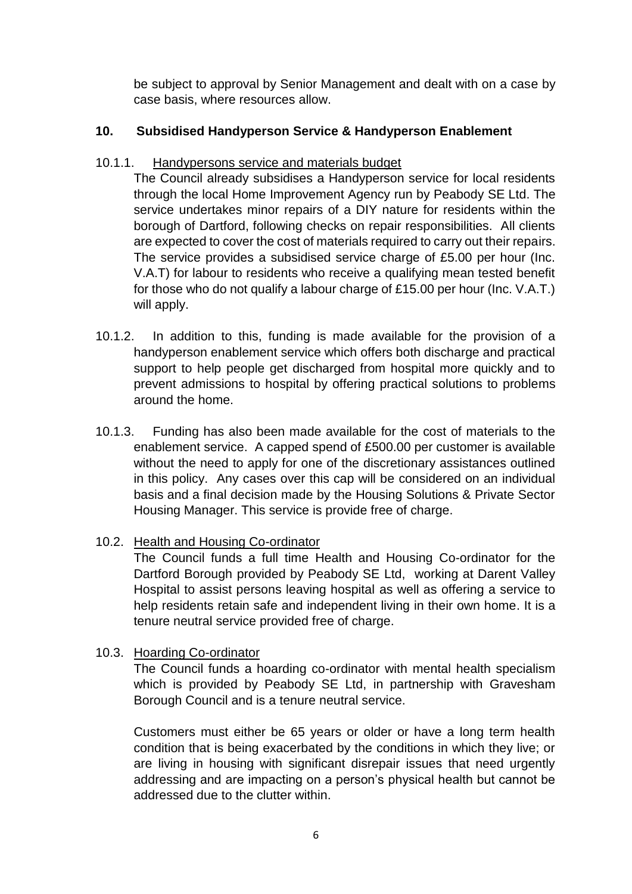be subject to approval by Senior Management and dealt with on a case by case basis, where resources allow.

## 10. Subsidised Handyperson Service & Handyperson Enablement

10.1.1. Handypersons service and materials budget

The Council already subsidises a Handyperson service for local residents through the local Home Improvement Agency run by Peabody SE Ltd. The service undertakes minor repairs of a DIY nature for residents within the borough of Dartford, following checks on repair responsibilities. All clients are expected to cover the cost of materials required to carry out their repairs. The service provides a subsidised service charge of £5.00 per hour (Inc. V.A.T) for labour to residents who receive a qualifying mean tested benefit for those who do not qualify a labour charge of £15.00 per hour (Inc. V.A.T.) will apply.

10.1.2. In addition to this, funding is made available for the provision of a handyperson enablement service which offers both discharge and practical support to help people get discharged from hospital more quickly and to prevent admissions to hospital by offering practical solutions to problems around the home.

10.1.3. Funding has also been made available for the cost of materials to the enablement service. A capped spend of £500.00 per customer is available without the need to apply for one of the discretionary assistances outlined in this policy. Any cases over this cap will be considered on an individual basis and a final decision made by the Housing Solutions & Private Sector Housing Manager. This service is provide free of charge.

10.2. Health and Housing Co-ordinator

The Council funds a full time Health and Housing Co-ordinator for the Dartford Borough provided by Peabody SE Ltd, working at Darent Valley Hospital to assist persons leaving hospital as well as offering a service to help residents retain safe and independent living in their own home. It is a tenure neutral service provided free of charge.

10.3. Hoarding Co-ordinator

The Council funds a hoarding co-ordinator with mental health specialism which is provided by Peabody SE Ltd, in partnership with Gravesham Borough Council and is a tenure neutral service.

Customers must either be 65 years or older or have a long term health condition that is being exacerbated by the conditions in which they live; or are living in housing with significant disrepair issues that need urgently addressing and are impacting on a person's physical health but cannot be addressed due to the clutter within.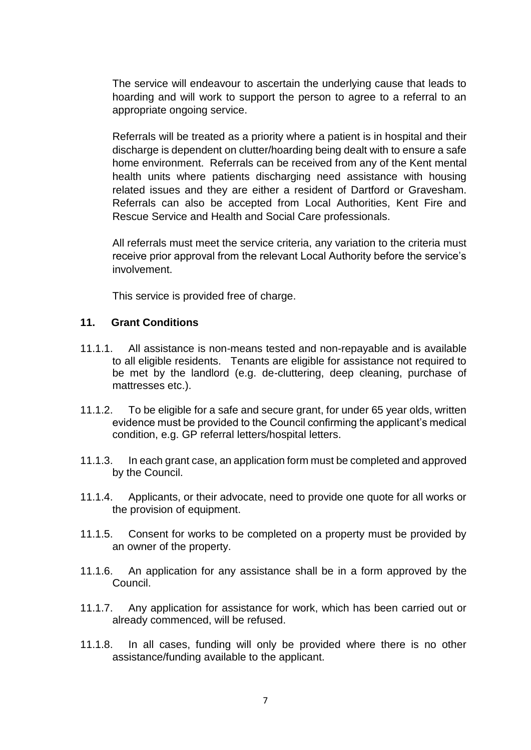The service will endeavour to ascertain the underlying cause that leads to hoarding and will work to support the person to agree to a referral to an appropriate ongoing service.

Referrals will be treated as a priority where a patient is in hospital and their discharge is dependent on clutter/hoarding being dealt with to ensure a safe home environment. Referrals can be received from any of the Kent mental health units where patients discharging need assistance with housing related issues and they are either a resident of Dartford or Gravesham. Referrals can also be accepted from Local Authorities, Kent Fire and Rescue Service and Health and Social Care professionals.

All referrals must meet the service criteria, any variation to the criteria must receive prior approval from the relevant Local Authority before the service's involvement.

This service is provided free of charge.

## 11. Grant Conditions

11.1.1. All assistance is non-means tested and non-repayable and is available to all eligible residents. Tenants are eligible for assistance not required to be met by the landlord (e.g. de-cluttering, deep cleaning, purchase of mattresses etc.).

11.1.2. To be eligible for a safe and secure grant, for under 65 year olds, written evidence must be provided to the Council confirming the applicant's medical condition, e.g. GP referral letters/hospital letters.

11.1.3. In each grant case, an application form must be completed and approved by the Council.

11.1.4. Applicants, or their advocate, need to provide one quote for all works or the provision of equipment.

11.1.5. Consent for works to be completed on a property must be provided by an owner of the property.

11.1.6. An application for any assistance shall be in a form approved by the Council.

11.1.7. Any application for assistance for work, which has been carried out or already commenced, will be refused.

11.1.8. In all cases, funding will only be provided where there is no other assistance/funding available to the applicant.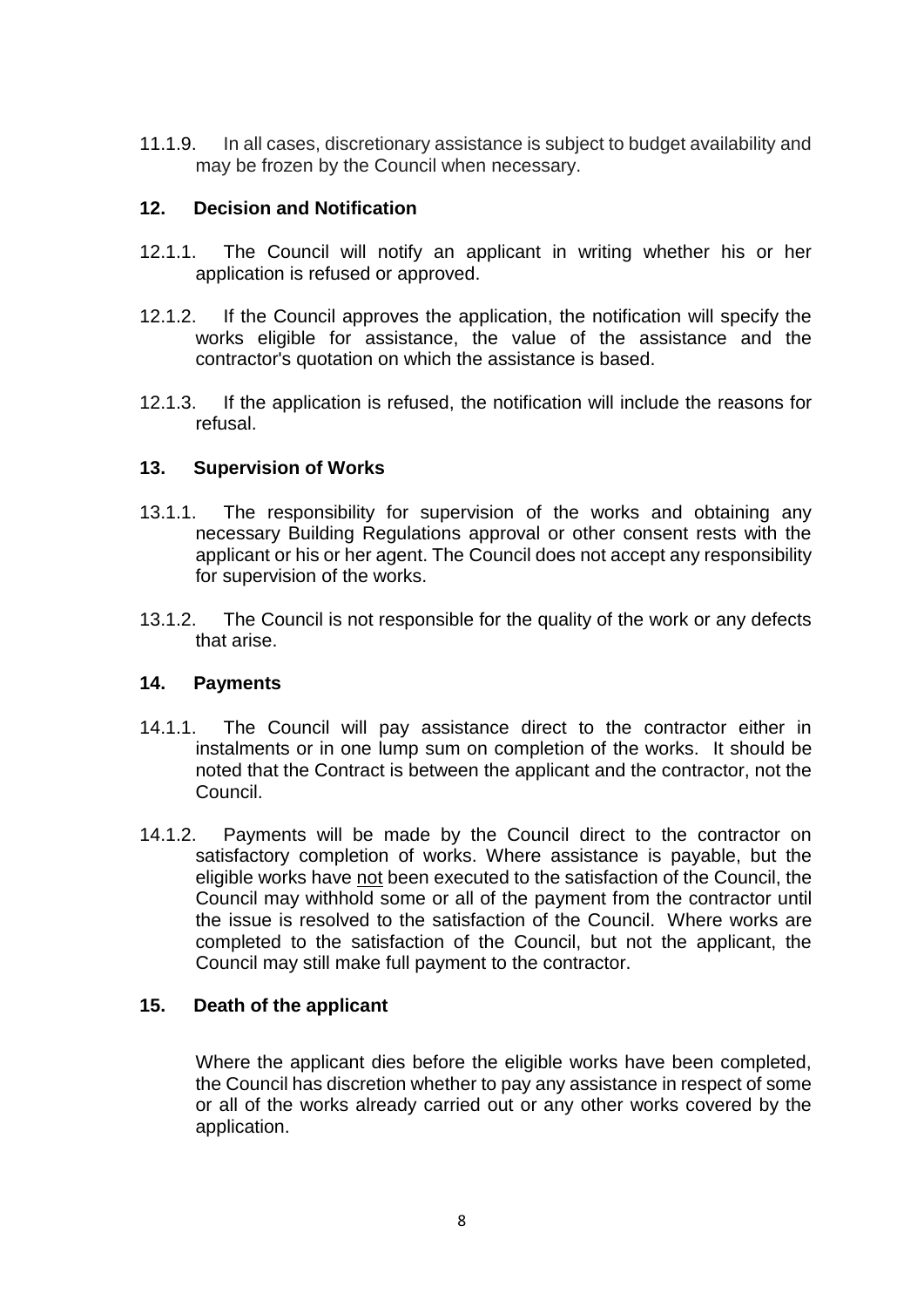11.1.9. In all cases, discretionary assistance is subject to budget availability and may be frozen by the Council when necessary.

## 12. Decision and Notification

12.1.1. The Council will notify an applicant in writing whether his or her application is refused or approved.

12.1.2. If the Council approves the application, the notification will specify the works eligible for assistance, the value of the assistance and the contractor's quotation on which the assistance is based.

12.1.3. If the application is refused, the notification will include the reasons for refusal.

## 13. Supervision of Works

13.1.1. The responsibility for supervision of the works and obtaining any necessary Building Regulations approval or other consent rests with the applicant or his or her agent. The Council does not accept any responsibility for supervision of the works.

13.1.2. The Council is not responsible for the quality of the work or any defects that arise.

## 14. Payments

14.1.1. The Council will pay assistance direct to the contractor either in instalments or in one lump sum on completion of the works. It should be noted that the Contract is between the applicant and the contractor, not the Council.

14.1.2. Payments will be made by the Council direct to the contractor on satisfactory completion of works. Where assistance is payable, but the eligible works have not been executed to the satisfaction of the Council, the Council may withhold some or all of the payment from the contractor until the issue is resolved to the satisfaction of the Council. Where works are completed to the satisfaction of the Council, but not the applicant, the Council may still make full payment to the contractor.

## 15. Death of the applicant

Where the applicant dies before the eligible works have been completed, the Council has discretion whether to pay any assistance in respect of some or all of the works already carried out or any other works covered by the application.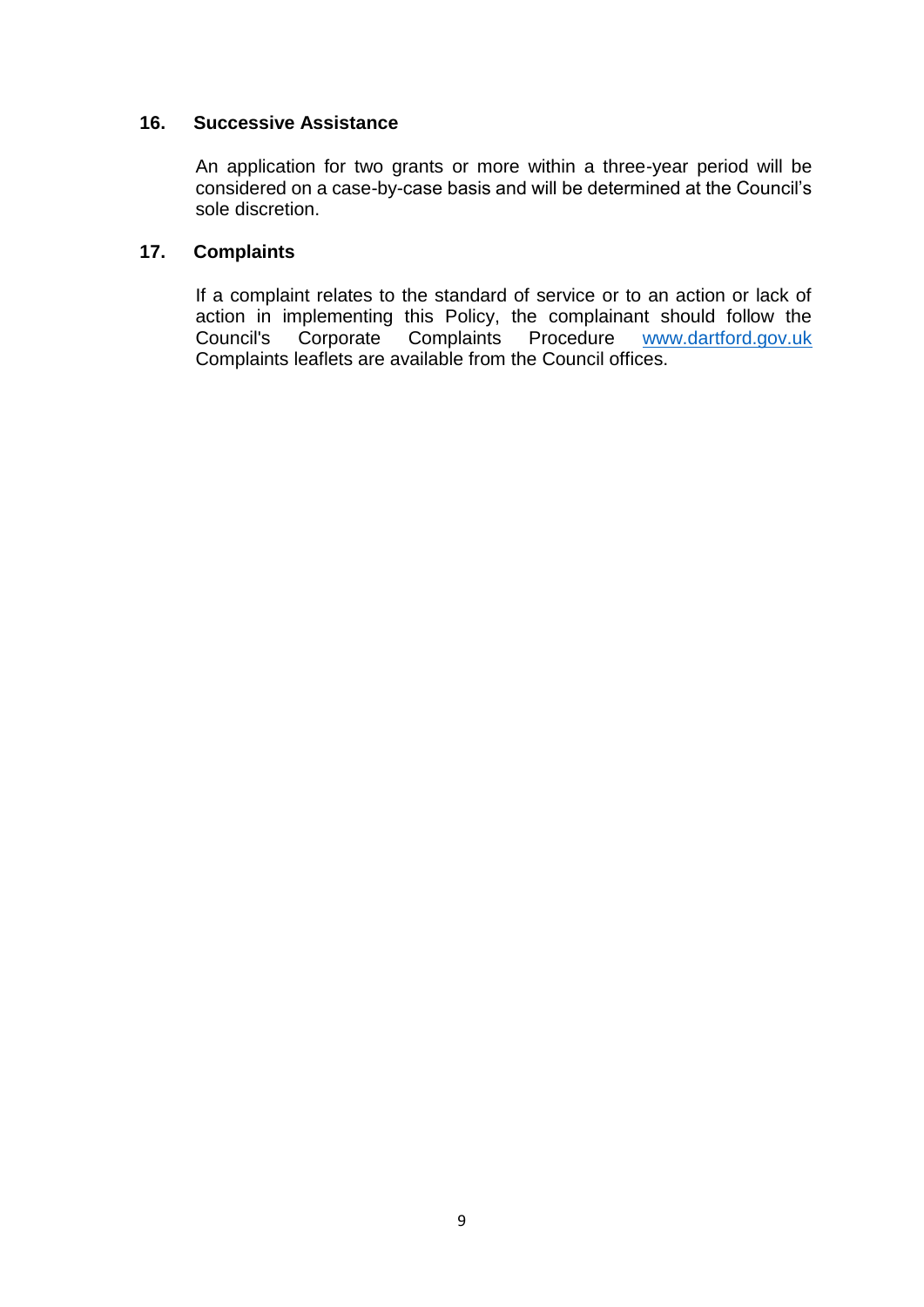## 16. Successive Assistance

An application for two grants or more within a three-year period will be considered on a case-by-case basis and will be determined at the Council's sole discretion.

## 17. Complaints

If a complaint relates to the standard of service or to an action or lack of action in implementing this Policy, the complainant should follow the Council's Corporate Complaints Procedure [www.dartford.gov.uk](http://www.dartford.gov.uk) Complaints leaflets are available from the Council offices.